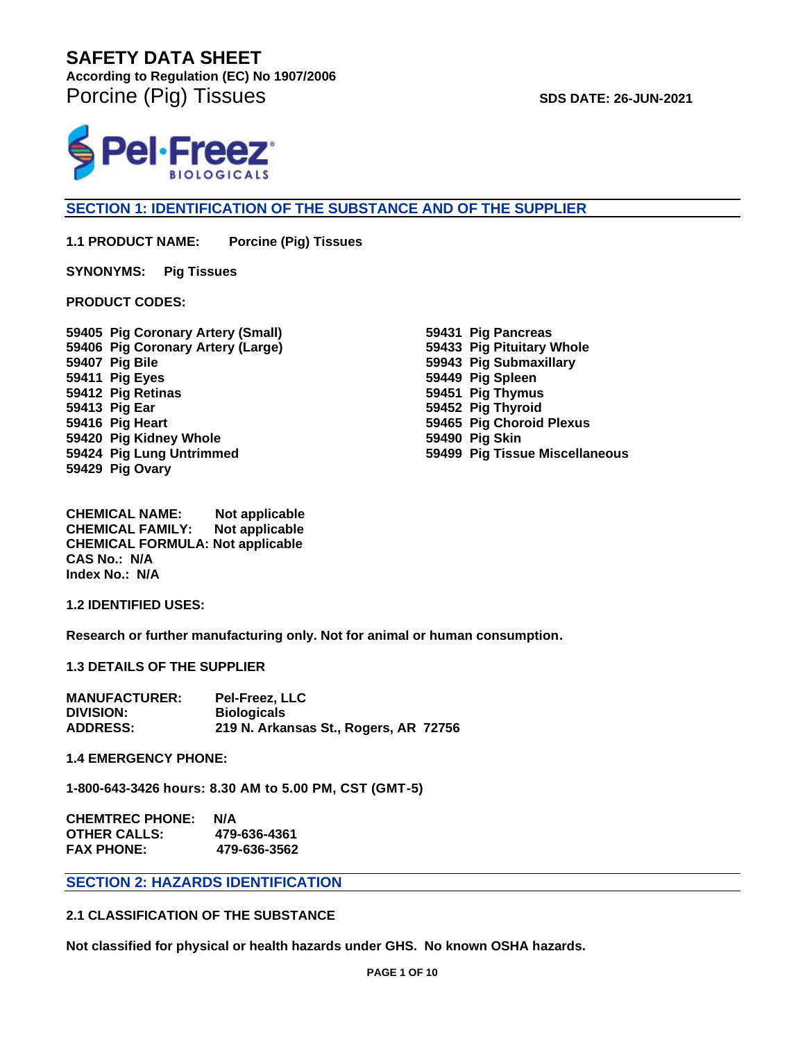# SAFETY DATA SHEET

**According to Regulation (EC) No 1907/2006**

Porcine (Pig) Tissues

**SDS DATE: 26-JUN-2021**

## SECTION 1: IDENTIFICATION OF THE SUBSTANCE AND OF THE SUPPLIER

**1.1 PRODUCT NAME:** **Porcine (Pig) Tissues**

**SYNONYMS:** **Pig Tissues**

**PRODUCT CODES:**

**59405 Pig Coronary Artery (Small)**
**59406 Pig Coronary Artery (Large)**
**59407 Pig Bile**
**59411 Pig Eyes**
**59412 Pig Retinas**
**59413 Pig Ear**
**59416 Pig Heart**
**59420 Pig Kidney Whole**
**59424 Pig Lung Untrimmed**
**59429 Pig Ovary**
**59431 Pig Pancreas**
**59433 Pig Pituitary Whole**
**59943 Pig Submaxillary**
**59449 Pig Spleen**
**59451 Pig Thymus**
**59452 Pig Thyroid**
**59465 Pig Choroid Plexus**
**59490 Pig Skin**
**59499 Pig Tissue Miscellaneous**

**CHEMICAL NAME:** Not applicable
**CHEMICAL FAMILY:** Not applicable
**CHEMICAL FORMULA:** Not applicable
**CAS No.:** N/A
**Index No.:** N/A

**1.2 IDENTIFIED USES:**

**Research or further manufacturing only. Not for animal or human consumption.**

**1.3 DETAILS OF THE SUPPLIER**

**MANUFACTURER:** Pel-Freez, LLC
**DIVISION:** Biologicals
**ADDRESS:** 219 N. Arkansas St., Rogers, AR 72756

**1.4 EMERGENCY PHONE:**

**1-800-643-3426 hours: 8.30 AM to 5.00 PM, CST (GMT-5)**

**CHEMTREC PHONE:** N/A
**OTHER CALLS:** 479-636-4361
**FAX PHONE:** 479-636-3562

## SECTION 2: HAZARDS IDENTIFICATION

**2.1 CLASSIFICATION OF THE SUBSTANCE**

**Not classified for physical or health hazards under GHS. No known OSHA hazards.**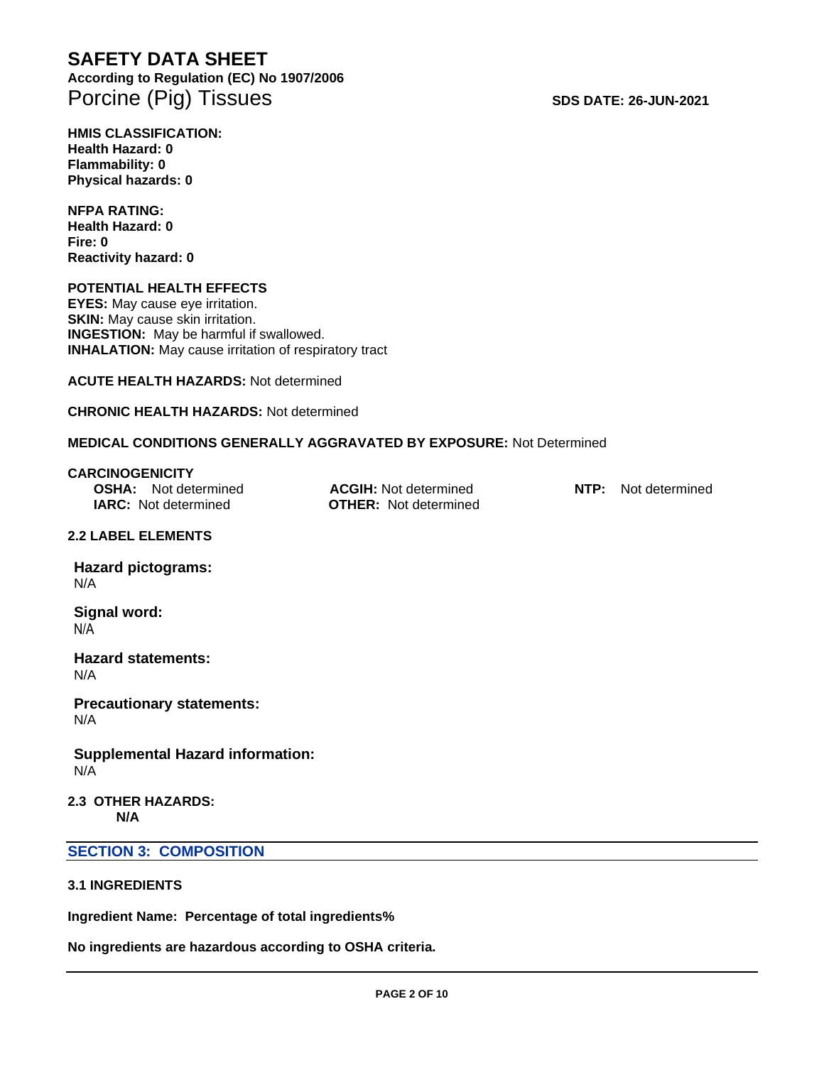# SAFETY DATA SHEET

**According to Regulation (EC) No 1907/2006**

## Porcine (Pig) Tissues

**SDS DATE: 26-JUN-2021**

**HMIS CLASSIFICATION:**
**Health Hazard: 0**
**Flammability: 0**
**Physical hazards: 0**

**NFPA RATING:**
**Health Hazard: 0**
**Fire: 0**
**Reactivity hazard: 0**

**POTENTIAL HEALTH EFFECTS**
**EYES:** May cause eye irritation.
**SKIN:** May cause skin irritation.
**INGESTION:** May be harmful if swallowed.
**INHALATION:** May cause irritation of respiratory tract

**ACUTE HEALTH HAZARDS:** Not determined

**CHRONIC HEALTH HAZARDS:** Not determined

**MEDICAL CONDITIONS GENERALLY AGGRAVATED BY EXPOSURE:** Not Determined

**CARCINOGENICITY**
**OSHA:** Not determined
**ACGIH:** Not determined
**NTP:** Not determined
**IARC:** Not determined
**OTHER:** Not determined

**2.2 LABEL ELEMENTS**

**Hazard pictograms:**
N/A

**Signal word:**
N/A

**Hazard statements:**
N/A

**Precautionary statements:**
N/A

**Supplemental Hazard information:**
N/A

**2.3 OTHER HAZARDS:**
**N/A**

## SECTION 3: COMPOSITION

**3.1 INGREDIENTS**

**Ingredient Name: Percentage of total ingredients%**

**No ingredients are hazardous according to OSHA criteria.**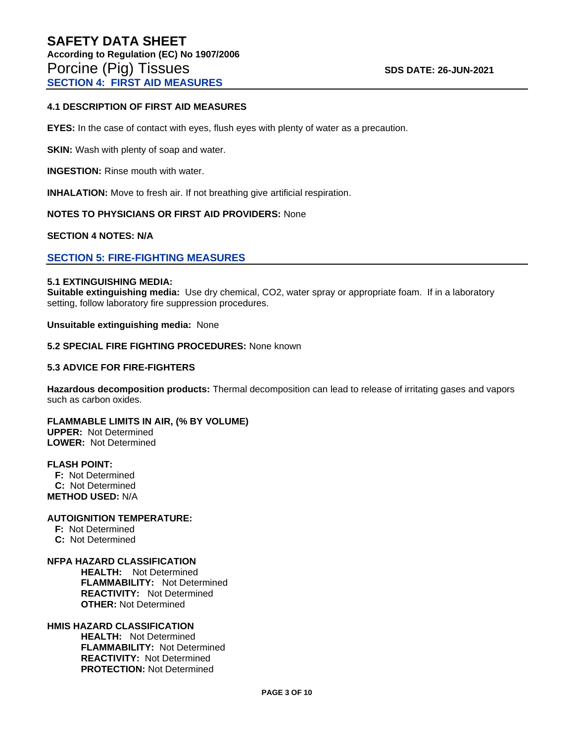## SECTION 4: FIRST AID MEASURES

### 4.1 DESCRIPTION OF FIRST AID MEASURES

**EYES:** In the case of contact with eyes, flush eyes with plenty of water as a precaution.

**SKIN:** Wash with plenty of soap and water.

**INGESTION:** Rinse mouth with water.

**INHALATION:** Move to fresh air. If not breathing give artificial respiration.

**NOTES TO PHYSICIANS OR FIRST AID PROVIDERS:** None

**SECTION 4 NOTES: N/A**

## SECTION 5: FIRE-FIGHTING MEASURES

### 5.1 EXTINGUISHING MEDIA:

**Suitable extinguishing media:** Use dry chemical, $CO_2$, water spray or appropriate foam. If in a laboratory setting, follow laboratory fire suppression procedures.

**Unsuitable extinguishing media:** None

**5.2 SPECIAL FIRE FIGHTING PROCEDURES:** None known

### 5.3 ADVICE FOR FIRE-FIGHTERS

**Hazardous decomposition products:** Thermal decomposition can lead to release of irritating gases and vapors such as carbon oxides.

**FLAMMABLE LIMITS IN AIR, (% BY VOLUME)**
**UPPER:** Not Determined
**LOWER:** Not Determined

**FLASH POINT:**
**F:** Not Determined
**C:** Not Determined
**METHOD USED:** N/A

**AUTOIGNITION TEMPERATURE:**
**F:** Not Determined
**C:** Not Determined

**NFPA HAZARD CLASSIFICATION**
**HEALTH:** Not Determined
**FLAMMABILITY:** Not Determined
**REACTIVITY:** Not Determined
**OTHER:** Not Determined

**HMIS HAZARD CLASSIFICATION**
**HEALTH:** Not Determined
**FLAMMABILITY:** Not Determined
**REACTIVITY:** Not Determined
**PROTECTION:** Not Determined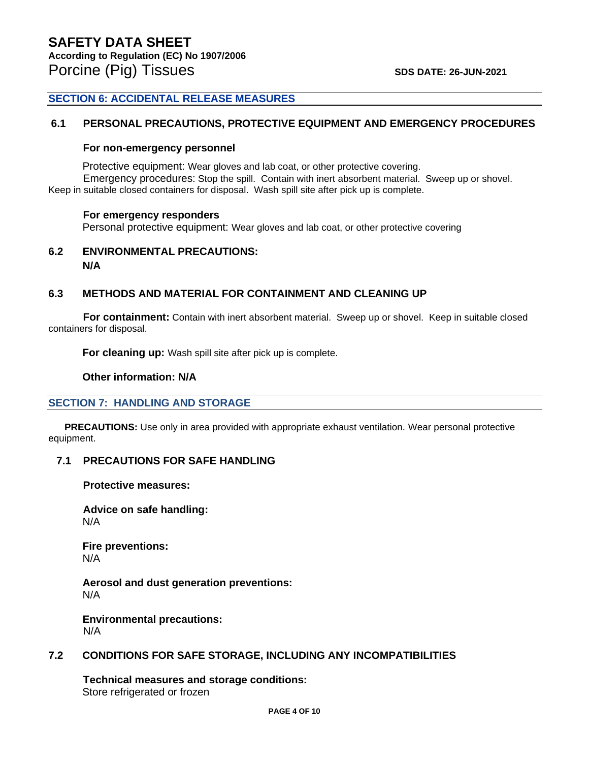## SECTION 6: ACCIDENTAL RELEASE MEASURES

### 6.1 PERSONAL PRECAUTIONS, PROTECTIVE EQUIPMENT AND EMERGENCY PROCEDURES

**For non-emergency personnel**

Protective equipment: Wear gloves and lab coat, or other protective covering.

Emergency procedures: Stop the spill. Contain with inert absorbent material. Sweep up or shovel. Keep in suitable closed containers for disposal. Wash spill site after pick up is complete.

**For emergency responders**

Personal protective equipment: Wear gloves and lab coat, or other protective covering

### 6.2 ENVIRONMENTAL PRECAUTIONS:

**N/A**

### 6.3 METHODS AND MATERIAL FOR CONTAINMENT AND CLEANING UP

**For containment:** Contain with inert absorbent material. Sweep up or shovel. Keep in suitable closed containers for disposal.

**For cleaning up:** Wash spill site after pick up is complete.

**Other information: N/A**

## SECTION 7: HANDLING AND STORAGE

**PRECAUTIONS:** Use only in area provided with appropriate exhaust ventilation. Wear personal protective equipment.

### 7.1 PRECAUTIONS FOR SAFE HANDLING

**Protective measures:**

**Advice on safe handling:**
N/A

**Fire preventions:**
N/A

**Aerosol and dust generation preventions:**
N/A

**Environmental precautions:**
N/A

### 7.2 CONDITIONS FOR SAFE STORAGE, INCLUDING ANY INCOMPATIBILITIES

**Technical measures and storage conditions:**
Store refrigerated or frozen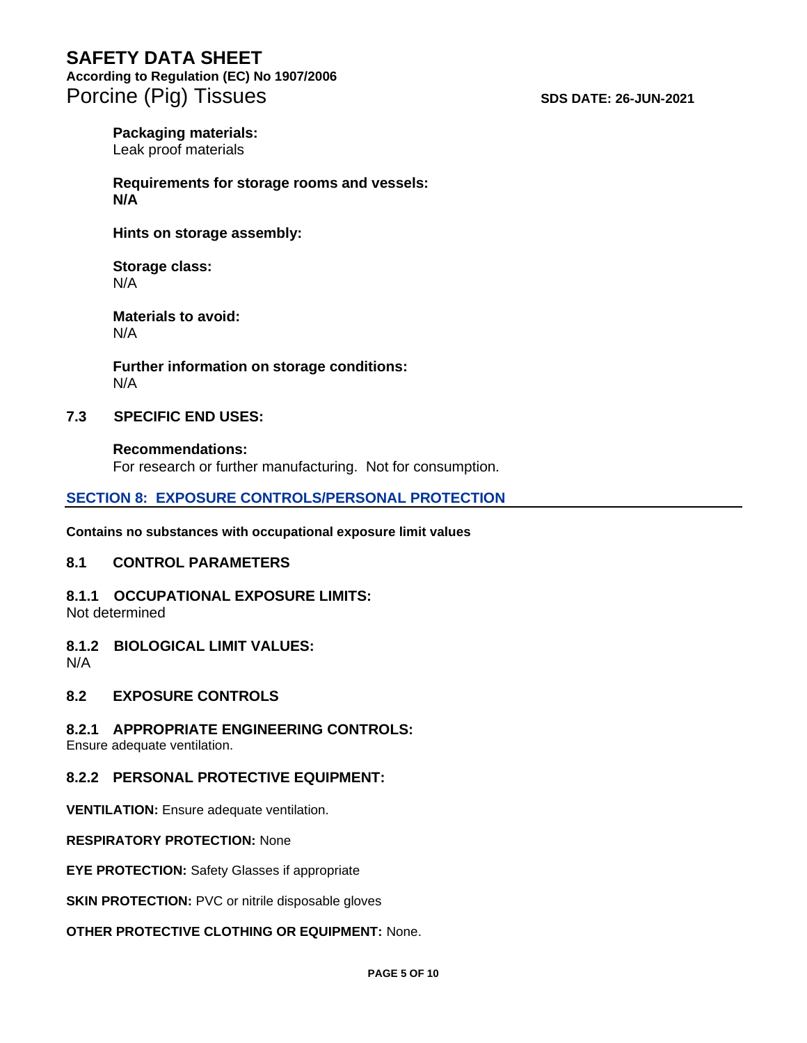**Packaging materials:**
Leak proof materials

**Requirements for storage rooms and vessels:**
**N/A**

**Hints on storage assembly:**

**Storage class:**
N/A

**Materials to avoid:**
N/A

**Further information on storage conditions:**
N/A

### 7.3 SPECIFIC END USES:

**Recommendations:**
For research or further manufacturing. Not for consumption.

## SECTION 8: EXPOSURE CONTROLS/PERSONAL PROTECTION

**Contains no substances with occupational exposure limit values**

### 8.1 CONTROL PARAMETERS

#### 8.1.1 OCCUPATIONAL EXPOSURE LIMITS:
Not determined

#### 8.1.2 BIOLOGICAL LIMIT VALUES:
N/A

### 8.2 EXPOSURE CONTROLS

#### 8.2.1 APPROPRIATE ENGINEERING CONTROLS:
Ensure adequate ventilation.

#### 8.2.2 PERSONAL PROTECTIVE EQUIPMENT:

**VENTILATION:** Ensure adequate ventilation.

**RESPIRATORY PROTECTION:** None

**EYE PROTECTION:** Safety Glasses if appropriate

**SKIN PROTECTION:** PVC or nitrile disposable gloves

**OTHER PROTECTIVE CLOTHING OR EQUIPMENT:** None.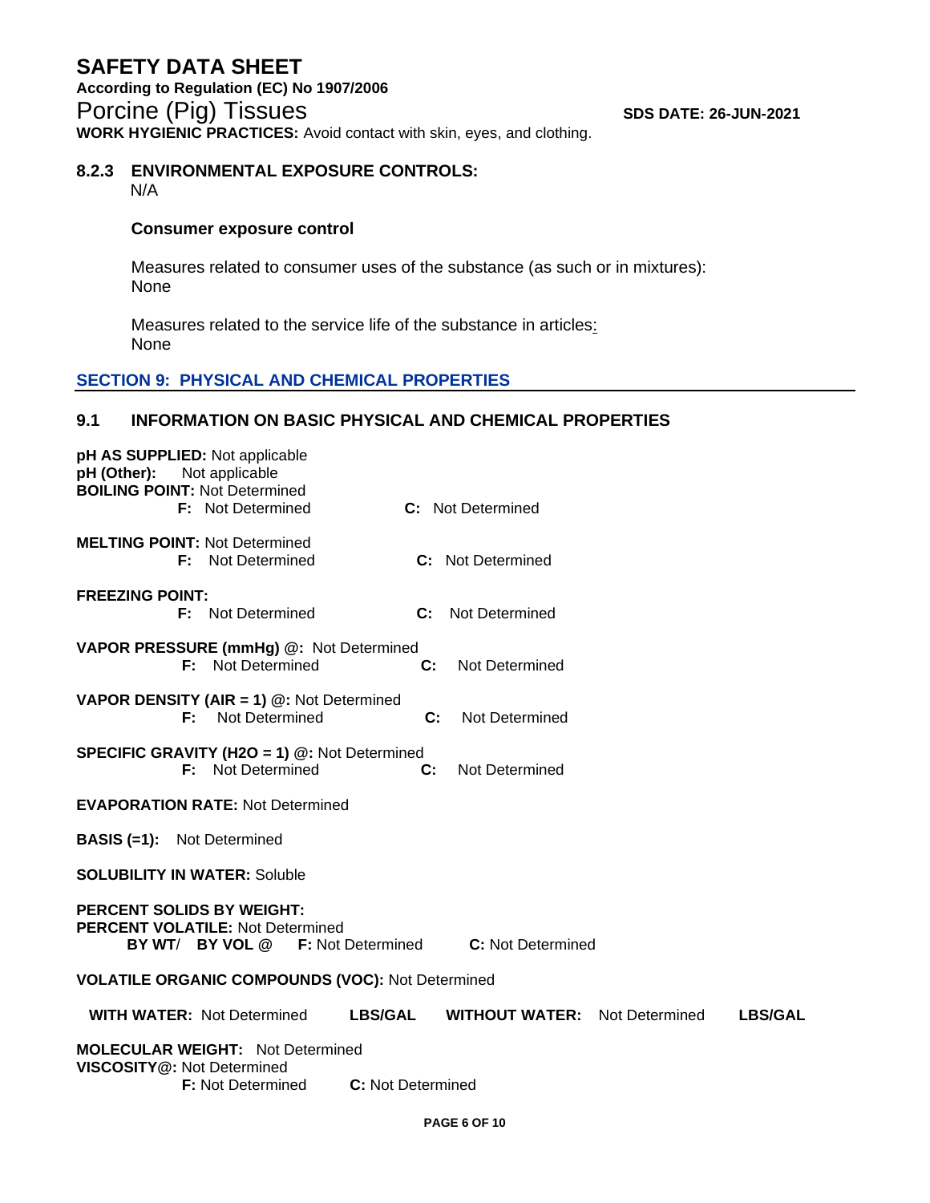**WORK HYGIENIC PRACTICES:** Avoid contact with skin, eyes, and clothing.

### 8.2.3 ENVIRONMENTAL EXPOSURE CONTROLS:

N/A

**Consumer exposure control**

Measures related to consumer uses of the substance (as such or in mixtures):
None

Measures related to the service life of the substance in articles:
None

## SECTION 9: PHYSICAL AND CHEMICAL PROPERTIES

### 9.1 INFORMATION ON BASIC PHYSICAL AND CHEMICAL PROPERTIES

**pH AS SUPPLIED:** Not applicable
**pH (Other):** Not applicable
**BOILING POINT:** Not Determined
**F:** Not Determined **C:** Not Determined

**MELTING POINT:** Not Determined
**F:** Not Determined **C:** Not Determined

**FREEZING POINT:**
**F:** Not Determined **C:** Not Determined

**VAPOR PRESSURE (mmHg) @:** Not Determined
**F:** Not Determined **C:** Not Determined

**VAPOR DENSITY (AIR = 1) @:** Not Determined
**F:** Not Determined **C:** Not Determined

**SPECIFIC GRAVITY (H2O = 1) @:** Not Determined
**F:** Not Determined **C:** Not Determined

**EVAPORATION RATE:** Not Determined

**BASIS (=1):** Not Determined

**SOLUBILITY IN WATER:** Soluble

**PERCENT SOLIDS BY WEIGHT:**
**PERCENT VOLATILE:** Not Determined
**BY WT/ BY VOL @** **F:** Not Determined **C:** Not Determined

**VOLATILE ORGANIC COMPOUNDS (VOC):** Not Determined

**WITH WATER:** Not Determined **LBS/GAL** **WITHOUT WATER:** Not Determined **LBS/GAL**

**MOLECULAR WEIGHT:** Not Determined
**VISCOSITY@:** Not Determined
**F:** Not Determined **C:** Not Determined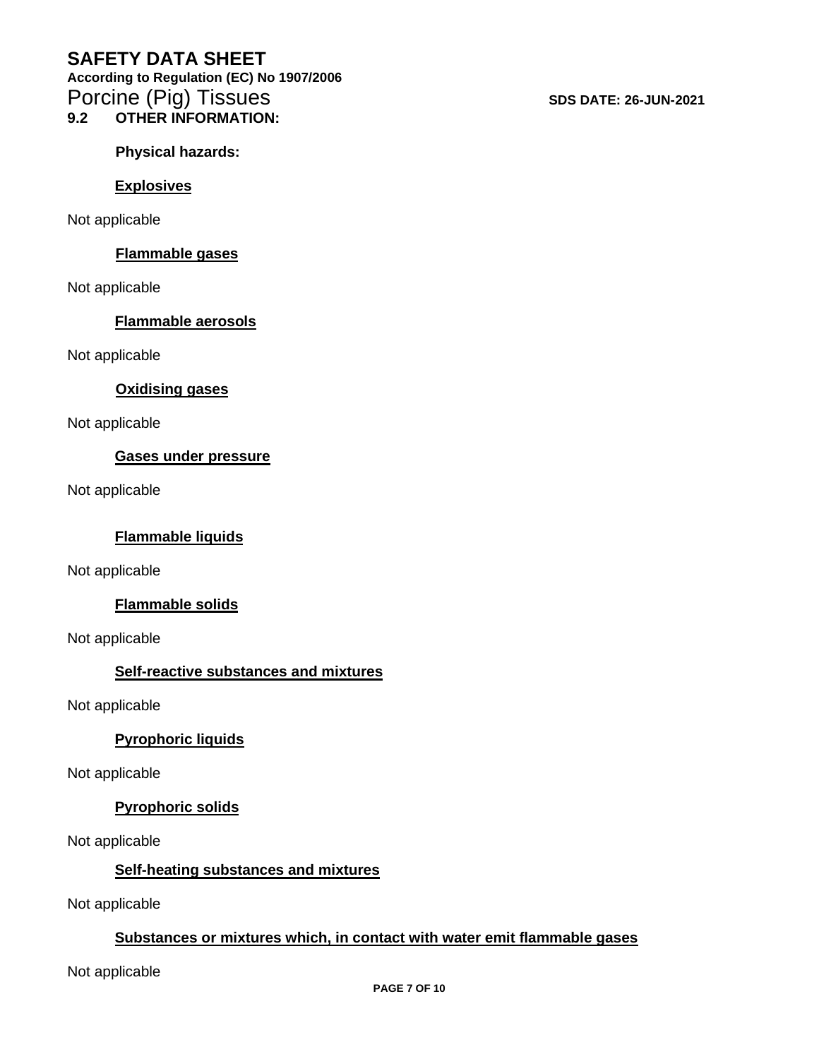## 9.2 OTHER INFORMATION:

**Physical hazards:**

**Explosives**

Not applicable

**Flammable gases**

Not applicable

**Flammable aerosols**

Not applicable

**Oxidising gases**

Not applicable

**Gases under pressure**

Not applicable

**Flammable liquids**

Not applicable

**Flammable solids**

Not applicable

**Self-reactive substances and mixtures**

Not applicable

**Pyrophoric liquids**

Not applicable

**Pyrophoric solids**

Not applicable

**Self-heating substances and mixtures**

Not applicable

**Substances or mixtures which, in contact with water emit flammable gases**

Not applicable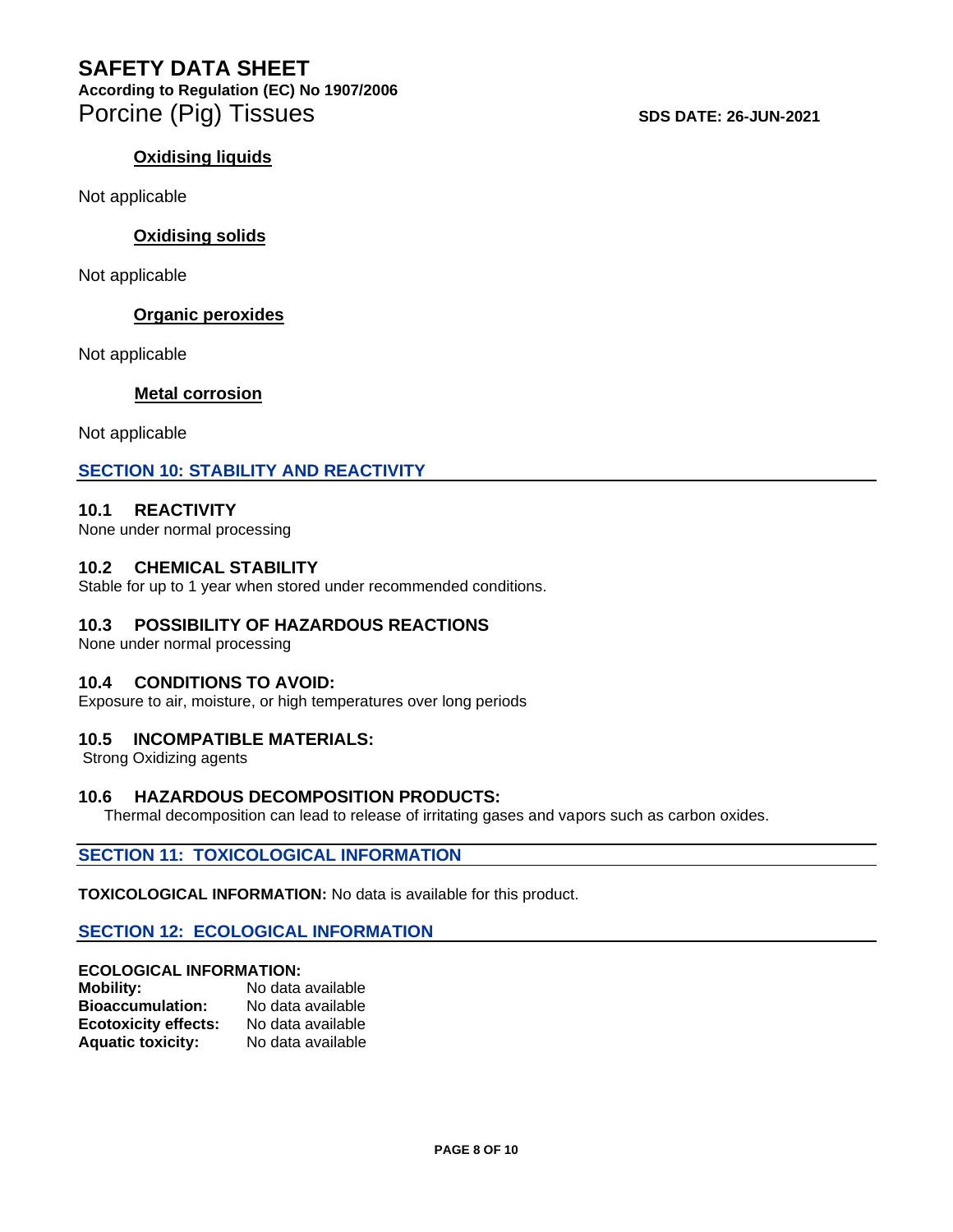### Oxidising liquids

Not applicable

### Oxidising solids

Not applicable

### Organic peroxides

Not applicable

### Metal corrosion

Not applicable

## SECTION 10: STABILITY AND REACTIVITY

### 10.1 REACTIVITY

None under normal processing

### 10.2 CHEMICAL STABILITY

Stable for up to 1 year when stored under recommended conditions.

### 10.3 POSSIBILITY OF HAZARDOUS REACTIONS

None under normal processing

### 10.4 CONDITIONS TO AVOID:

Exposure to air, moisture, or high temperatures over long periods

### 10.5 INCOMPATIBLE MATERIALS:

Strong Oxidizing agents

### 10.6 HAZARDOUS DECOMPOSITION PRODUCTS:

Thermal decomposition can lead to release of irritating gases and vapors such as carbon oxides.

## SECTION 11: TOXICOLOGICAL INFORMATION

**TOXICOLOGICAL INFORMATION:** No data is available for this product.

## SECTION 12: ECOLOGICAL INFORMATION

**ECOLOGICAL INFORMATION:**

**Mobility:** No data available
**Bioaccumulation:** No data available
**Ecotoxicity effects:** No data available
**Aquatic toxicity:** No data available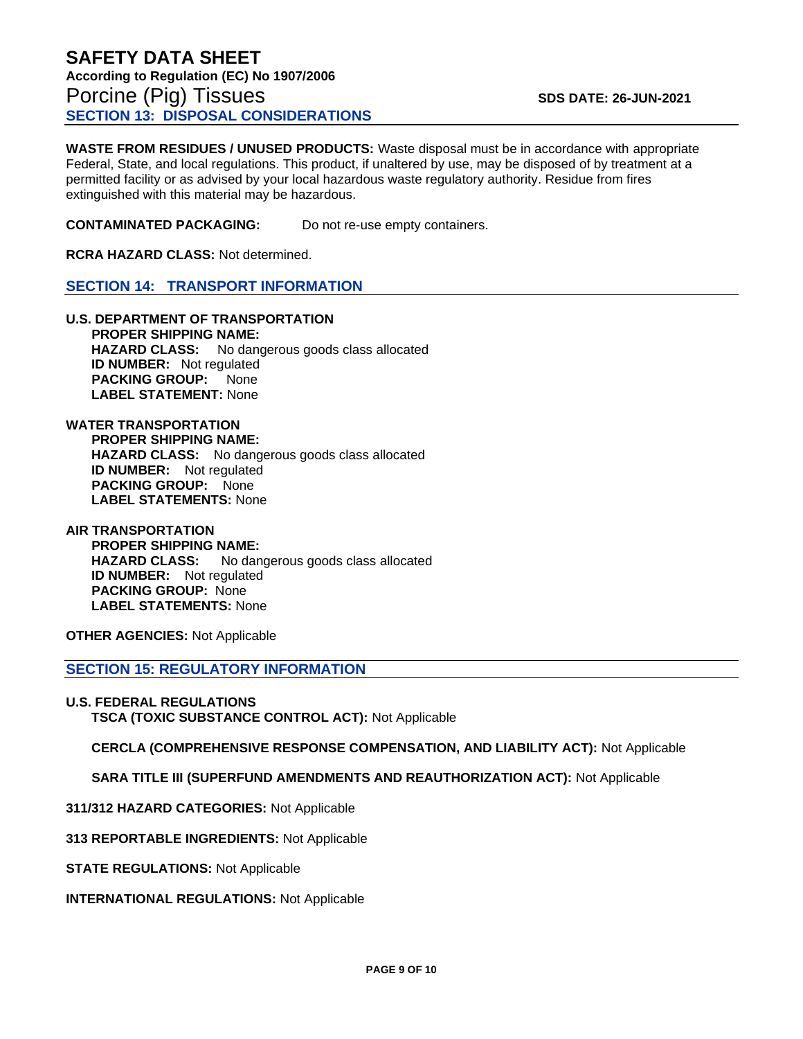## SECTION 13: DISPOSAL CONSIDERATIONS

**WASTE FROM RESIDUES / UNUSED PRODUCTS:** Waste disposal must be in accordance with appropriate Federal, State, and local regulations. This product, if unaltered by use, may be disposed of by treatment at a permitted facility or as advised by your local hazardous waste regulatory authority. Residue from fires extinguished with this material may be hazardous.

**CONTAMINATED PACKAGING:** Do not re-use empty containers.

**RCRA HAZARD CLASS:** Not determined.

## SECTION 14: TRANSPORT INFORMATION

**U.S. DEPARTMENT OF TRANSPORTATION**

- **PROPER SHIPPING NAME:**
- **HAZARD CLASS:** No dangerous goods class allocated
- **ID NUMBER:** Not regulated
- **PACKING GROUP:** None
- **LABEL STATEMENT:** None

**WATER TRANSPORTATION**

- **PROPER SHIPPING NAME:**
- **HAZARD CLASS:** No dangerous goods class allocated
- **ID NUMBER:** Not regulated
- **PACKING GROUP:** None
- **LABEL STATEMENTS:** None

**AIR TRANSPORTATION**

- **PROPER SHIPPING NAME:**
- **HAZARD CLASS:** No dangerous goods class allocated
- **ID NUMBER:** Not regulated
- **PACKING GROUP:** None
- **LABEL STATEMENTS:** None

**OTHER AGENCIES:** Not Applicable

## SECTION 15: REGULATORY INFORMATION

**U.S. FEDERAL REGULATIONS**

**TSCA (TOXIC SUBSTANCE CONTROL ACT):** Not Applicable

**CERCLA (COMPREHENSIVE RESPONSE COMPENSATION, AND LIABILITY ACT):** Not Applicable

**SARA TITLE III (SUPERFUND AMENDMENTS AND REAUTHORIZATION ACT):** Not Applicable

**311/312 HAZARD CATEGORIES:** Not Applicable

**313 REPORTABLE INGREDIENTS:** Not Applicable

**STATE REGULATIONS:** Not Applicable

**INTERNATIONAL REGULATIONS:** Not Applicable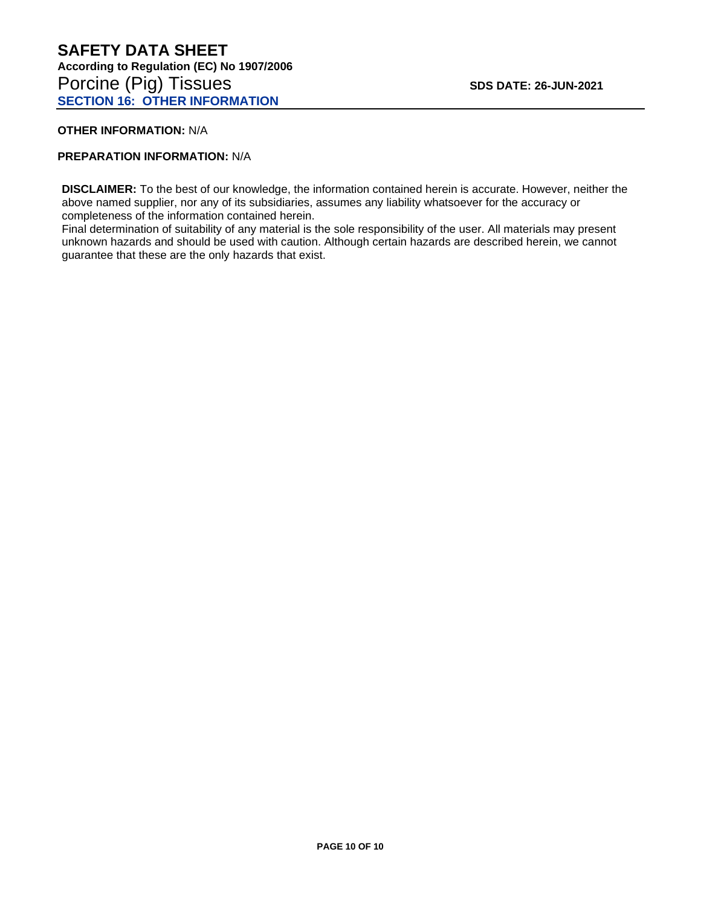## SECTION 16: OTHER INFORMATION

**OTHER INFORMATION:** N/A

**PREPARATION INFORMATION:** N/A

**DISCLAIMER:** To the best of our knowledge, the information contained herein is accurate. However, neither the above named supplier, nor any of its subsidiaries, assumes any liability whatsoever for the accuracy or completeness of the information contained herein.
Final determination of suitability of any material is the sole responsibility of the user. All materials may present unknown hazards and should be used with caution. Although certain hazards are described herein, we cannot guarantee that these are the only hazards that exist.